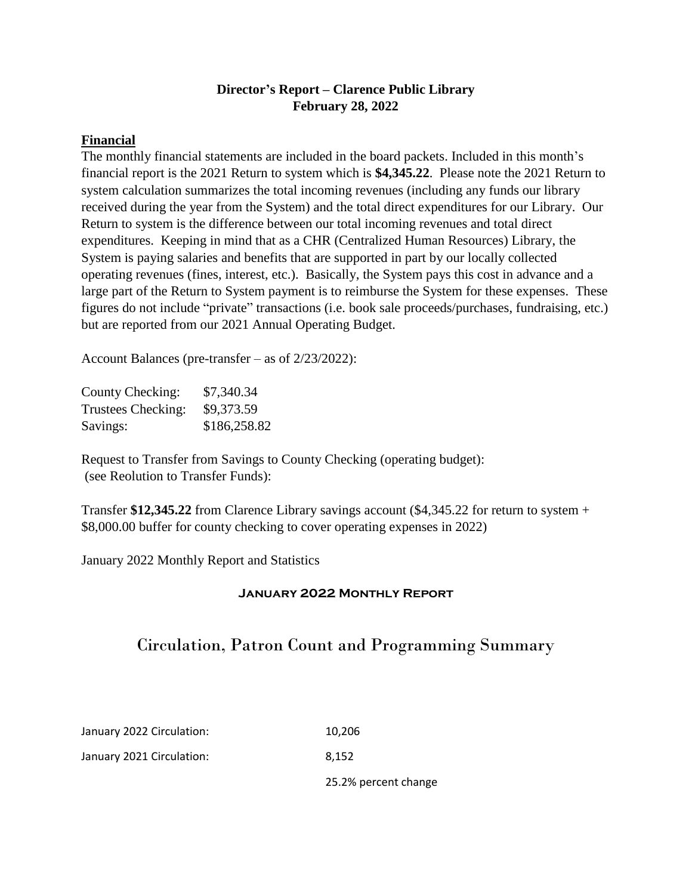# Director's Report – Clarence Public Library
## February 28, 2022

### Financial

The monthly financial statements are included in the board packets. Included in this month's financial report is the 2021 Return to system which is **$4,345.22**. Please note the 2021 Return to system calculation summarizes the total incoming revenues (including any funds our library received during the year from the System) and the total direct expenditures for our Library. Our Return to system is the difference between our total incoming revenues and total direct expenditures. Keeping in mind that as a CHR (Centralized Human Resources) Library, the System is paying salaries and benefits that are supported in part by our locally collected operating revenues (fines, interest, etc.). Basically, the System pays this cost in advance and a large part of the Return to System payment is to reimburse the System for these expenses. These figures do not include "private" transactions (i.e. book sale proceeds/purchases, fundraising, etc.) but are reported from our 2021 Annual Operating Budget.

Account Balances (pre-transfer – as of 2/23/2022):

| | |
|---|---|
| County Checking: | $7,340.34 |
| Trustees Checking: | $9,373.59 |
| Savings: | $186,258.82 |

Request to Transfer from Savings to County Checking (operating budget):
(see Reolution to Transfer Funds):

Transfer **$12,345.22** from Clarence Library savings account ($4,345.22 for return to system + $8,000.00 buffer for county checking to cover operating expenses in 2022)

January 2022 Monthly Report and Statistics

### January 2022 Monthly Report

## Circulation, Patron Count and Programming Summary

| | |
|---|---|
| January 2022 Circulation: | 10,206 |
| January 2021 Circulation: | 8,152 |
| | 25.2% percent change |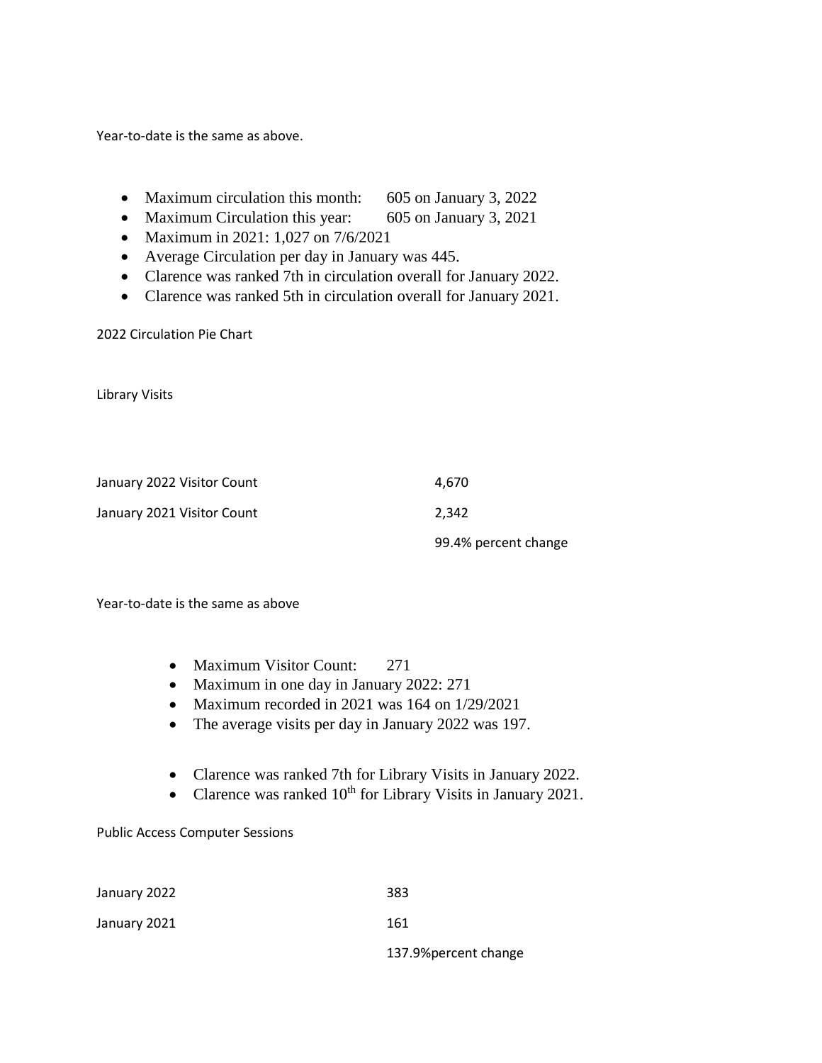Year-to-date is the same as above.

- Maximum circulation this month: 605 on January 3, 2022
- Maximum Circulation this year: 605 on January 3, 2021
- Maximum in 2021: 1,027 on 7/6/2021
- Average Circulation per day in January was 445.
- Clarence was ranked 7th in circulation overall for January 2022.
- Clarence was ranked 5th in circulation overall for January 2021.

2022 Circulation Pie Chart

Library Visits

| | |
|---|---|
| January 2022 Visitor Count | 4,670 |
| January 2021 Visitor Count | 2,342 |
| | 99.4% percent change |

Year-to-date is the same as above

- Maximum Visitor Count: 271
- Maximum in one day in January 2022: 271
- Maximum recorded in 2021 was 164 on 1/29/2021
- The average visits per day in January 2022 was 197.

- Clarence was ranked 7th for Library Visits in January 2022.
- Clarence was ranked 10th for Library Visits in January 2021.

Public Access Computer Sessions

| | |
|---|---|
| January 2022 | 383 |
| January 2021 | 161 |
| | 137.9%percent change |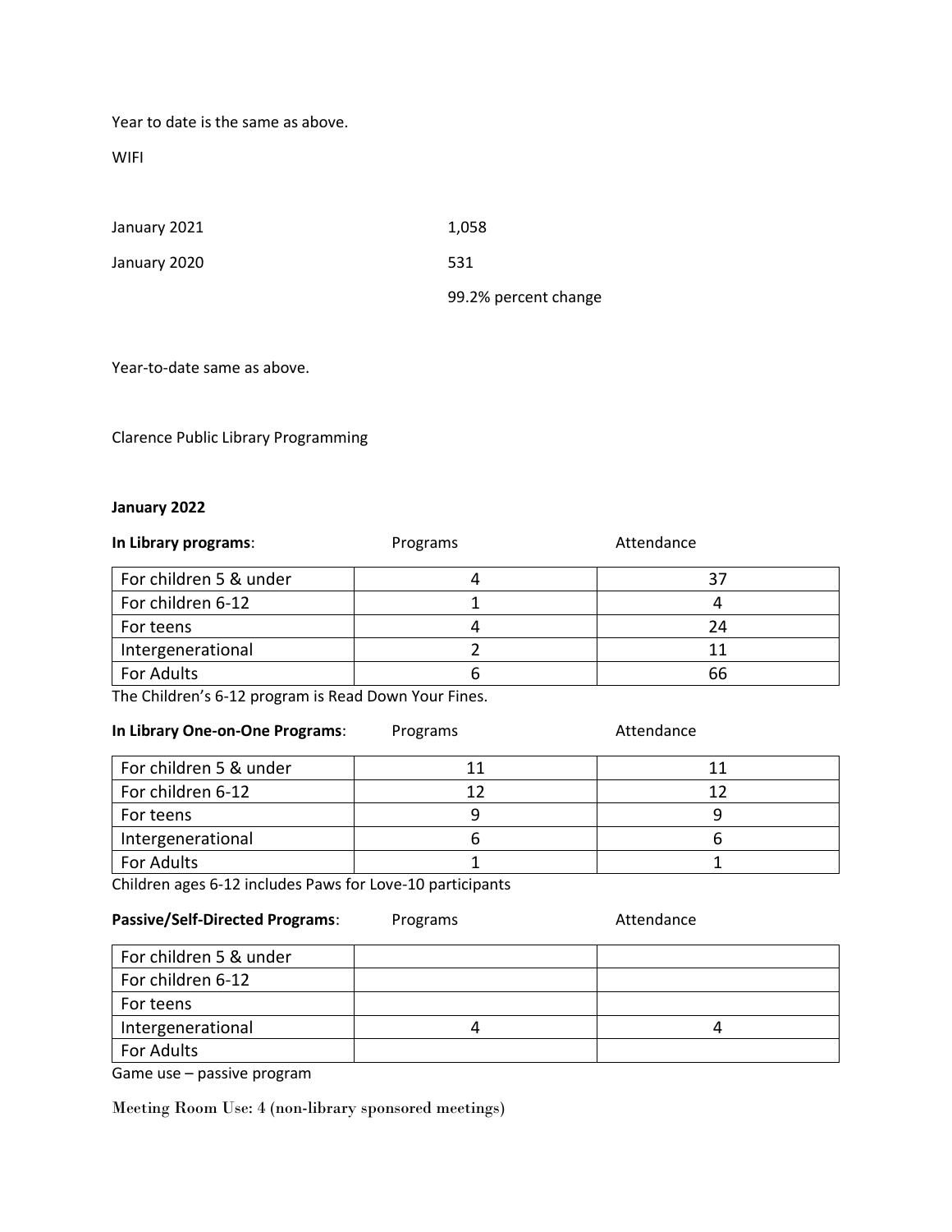Year to date is the same as above.

WIFI

| | |
|---|---|
| January 2021 | 1,058 |
| January 2020 | 531 |
| | 99.2% percent change |

Year-to-date same as above.

Clarence Public Library Programming

**January 2022**

| **In Library programs**: | Programs | Attendance |
|---|---|---|
| For children 5 & under | 4 | 37 |
| For children 6-12 | 1 | 4 |
| For teens | 4 | 24 |
| Intergenerational | 2 | 11 |
| For Adults | 6 | 66 |

The Children's 6-12 program is Read Down Your Fines.

| **In Library One-on-One Programs**: | Programs | Attendance |
|---|---|---|
| For children 5 & under | 11 | 11 |
| For children 6-12 | 12 | 12 |
| For teens | 9 | 9 |
| Intergenerational | 6 | 6 |
| For Adults | 1 | 1 |

Children ages 6-12 includes Paws for Love-10 participants

| **Passive/Self-Directed Programs**: | Programs | Attendance |
|---|---|---|
| For children 5 & under | | |
| For children 6-12 | | |
| For teens | | |
| Intergenerational | 4 | 4 |
| For Adults | | |

Game use – passive program

Meeting Room Use: 4 (non-library sponsored meetings)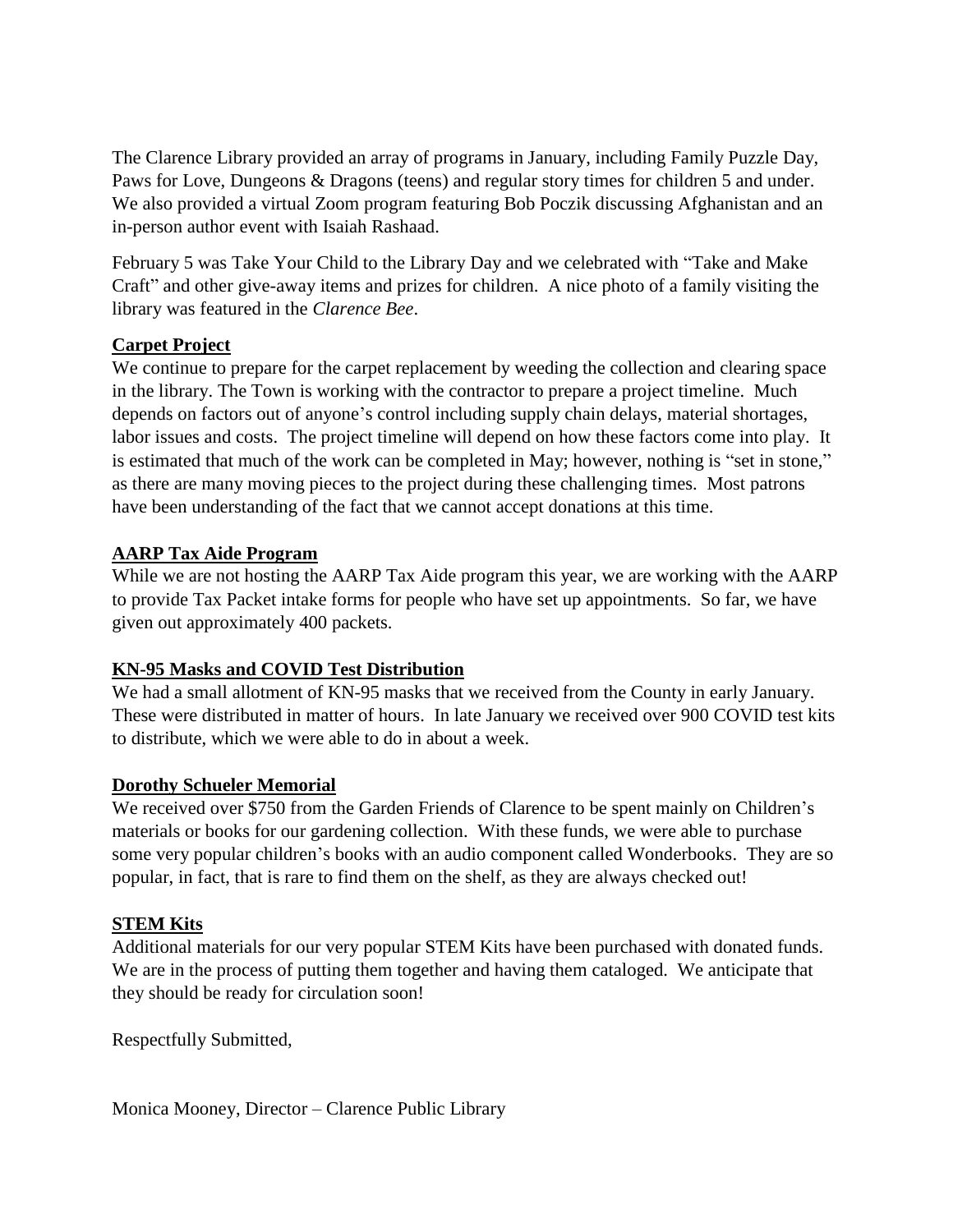The Clarence Library provided an array of programs in January, including Family Puzzle Day, Paws for Love, Dungeons & Dragons (teens) and regular story times for children 5 and under. We also provided a virtual Zoom program featuring Bob Poczik discussing Afghanistan and an in-person author event with Isaiah Rashaad.

February 5 was Take Your Child to the Library Day and we celebrated with "Take and Make Craft" and other give-away items and prizes for children. A nice photo of a family visiting the library was featured in the *Clarence Bee*.

**Carpet Project**

We continue to prepare for the carpet replacement by weeding the collection and clearing space in the library. The Town is working with the contractor to prepare a project timeline. Much depends on factors out of anyone's control including supply chain delays, material shortages, labor issues and costs. The project timeline will depend on how these factors come into play. It is estimated that much of the work can be completed in May; however, nothing is "set in stone," as there are many moving pieces to the project during these challenging times. Most patrons have been understanding of the fact that we cannot accept donations at this time.

**AARP Tax Aide Program**

While we are not hosting the AARP Tax Aide program this year, we are working with the AARP to provide Tax Packet intake forms for people who have set up appointments. So far, we have given out approximately 400 packets.

**KN-95 Masks and COVID Test Distribution**

We had a small allotment of KN-95 masks that we received from the County in early January. These were distributed in matter of hours. In late January we received over 900 COVID test kits to distribute, which we were able to do in about a week.

**Dorothy Schueler Memorial**

We received over $750 from the Garden Friends of Clarence to be spent mainly on Children's materials or books for our gardening collection. With these funds, we were able to purchase some very popular children's books with an audio component called Wonderbooks. They are so popular, in fact, that is rare to find them on the shelf, as they are always checked out!

**STEM Kits**

Additional materials for our very popular STEM Kits have been purchased with donated funds. We are in the process of putting them together and having them cataloged. We anticipate that they should be ready for circulation soon!

Respectfully Submitted,

Monica Mooney, Director – Clarence Public Library